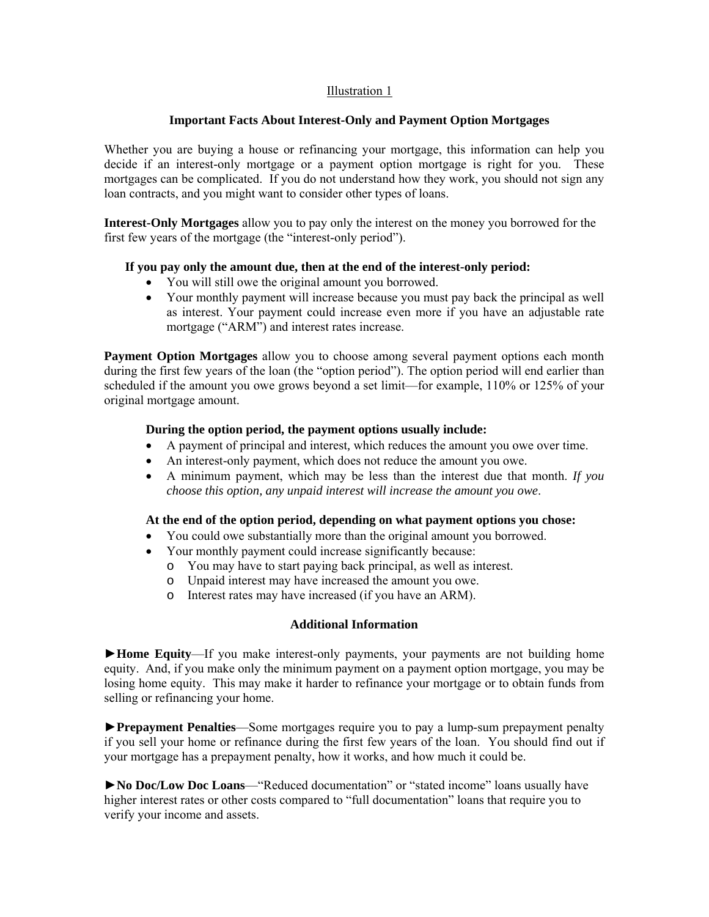Illustration 1

## Important Facts About Interest-Only and Payment Option Mortgages

Whether you are buying a house or refinancing your mortgage, this information can help you decide if an interest-only mortgage or a payment option mortgage is right for you. These mortgages can be complicated. If you do not understand how they work, you should not sign any loan contracts, and you might want to consider other types of loans.

**Interest-Only Mortgages** allow you to pay only the interest on the money you borrowed for the first few years of the mortgage (the "interest-only period").

**If you pay only the amount due, then at the end of the interest-only period:**

- You will still owe the original amount you borrowed.
- Your monthly payment will increase because you must pay back the principal as well as interest. Your payment could increase even more if you have an adjustable rate mortgage ("ARM") and interest rates increase.

**Payment Option Mortgages** allow you to choose among several payment options each month during the first few years of the loan (the "option period"). The option period will end earlier than scheduled if the amount you owe grows beyond a set limit—for example, 110% or 125% of your original mortgage amount.

**During the option period, the payment options usually include:**

- A payment of principal and interest, which reduces the amount you owe over time.
- An interest-only payment, which does not reduce the amount you owe.
- A minimum payment, which may be less than the interest due that month. *If you choose this option, any unpaid interest will increase the amount you owe*.

**At the end of the option period, depending on what payment options you chose:**

- You could owe substantially more than the original amount you borrowed.
- Your monthly payment could increase significantly because:
  - You may have to start paying back principal, as well as interest.
  - Unpaid interest may have increased the amount you owe.
  - Interest rates may have increased (if you have an ARM).

### Additional Information

►**Home Equity**—If you make interest-only payments, your payments are not building home equity. And, if you make only the minimum payment on a payment option mortgage, you may be losing home equity. This may make it harder to refinance your mortgage or to obtain funds from selling or refinancing your home.

►**Prepayment Penalties**—Some mortgages require you to pay a lump-sum prepayment penalty if you sell your home or refinance during the first few years of the loan. You should find out if your mortgage has a prepayment penalty, how it works, and how much it could be.

►**No Doc/Low Doc Loans**—"Reduced documentation" or "stated income" loans usually have higher interest rates or other costs compared to "full documentation" loans that require you to verify your income and assets.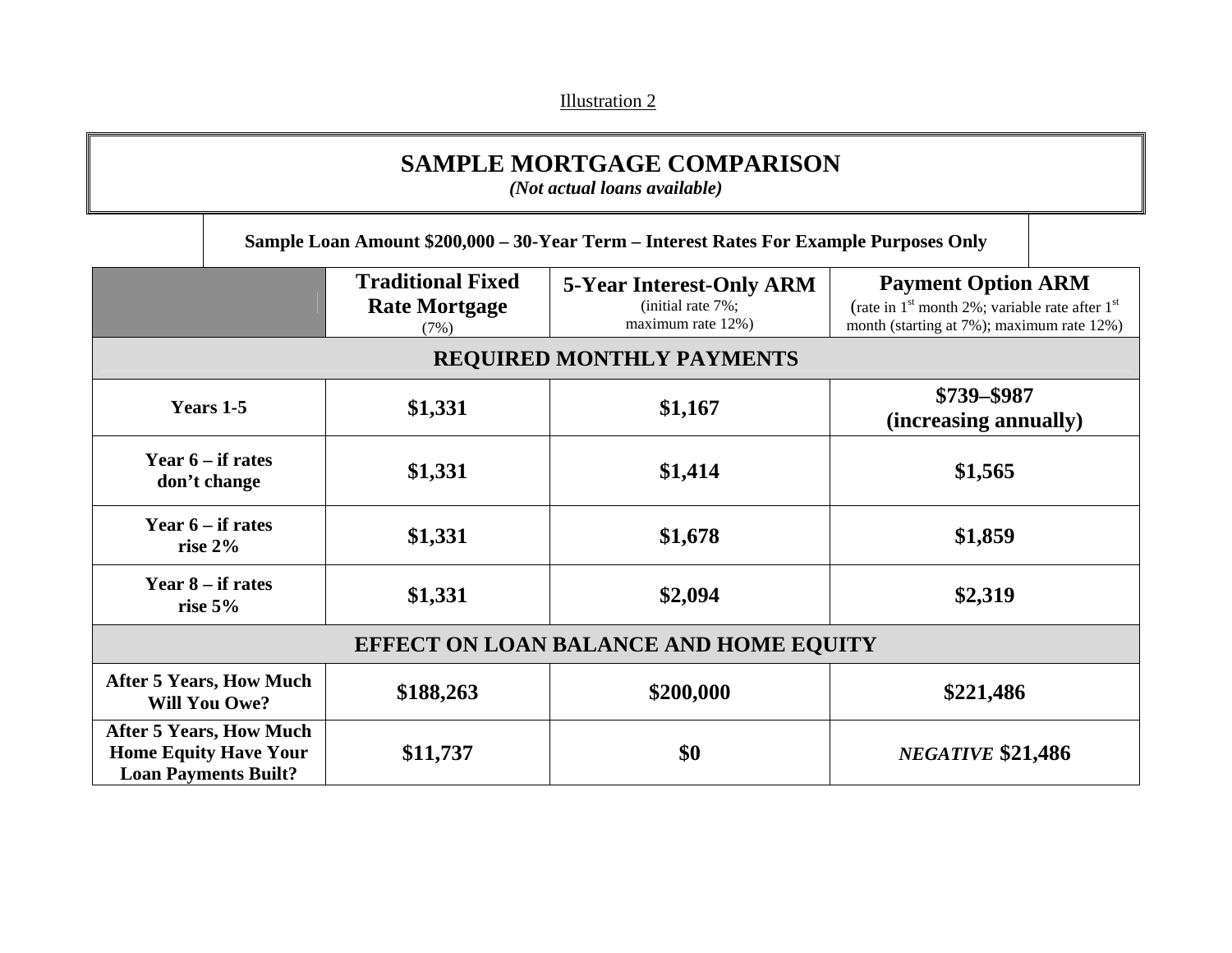Illustration 2

# SAMPLE MORTGAGE COMPARISON

*(Not actual loans available)*

**Sample Loan Amount $200,000 – 30-Year Term – Interest Rates For Example Purposes Only**

| | **Traditional Fixed Rate Mortgage** (7%) | **5-Year Interest-Only ARM** (initial rate 7%; maximum rate 12%) | **Payment Option ARM** (rate in 1st month 2%; variable rate after 1st month (starting at 7%); maximum rate 12%) |
|---|---|---|---|
| **REQUIRED MONTHLY PAYMENTS** | | | |
| **Years 1-5** | **$1,331** | **$1,167** | **$739–$987 (increasing annually)** |
| **Year 6 – if rates don't change** | **$1,331** | **$1,414** | **$1,565** |
| **Year 6 – if rates rise 2%** | **$1,331** | **$1,678** | **$1,859** |
| **Year 8 – if rates rise 5%** | **$1,331** | **$2,094** | **$2,319** |
| **EFFECT ON LOAN BALANCE AND HOME EQUITY** | | | |
| **After 5 Years, How Much Will You Owe?** | **$188,263** | **$200,000** | **$221,486** |
| **After 5 Years, How Much Home Equity Have Your Loan Payments Built?** | **$11,737** | **$0** | ***NEGATIVE* $21,486** |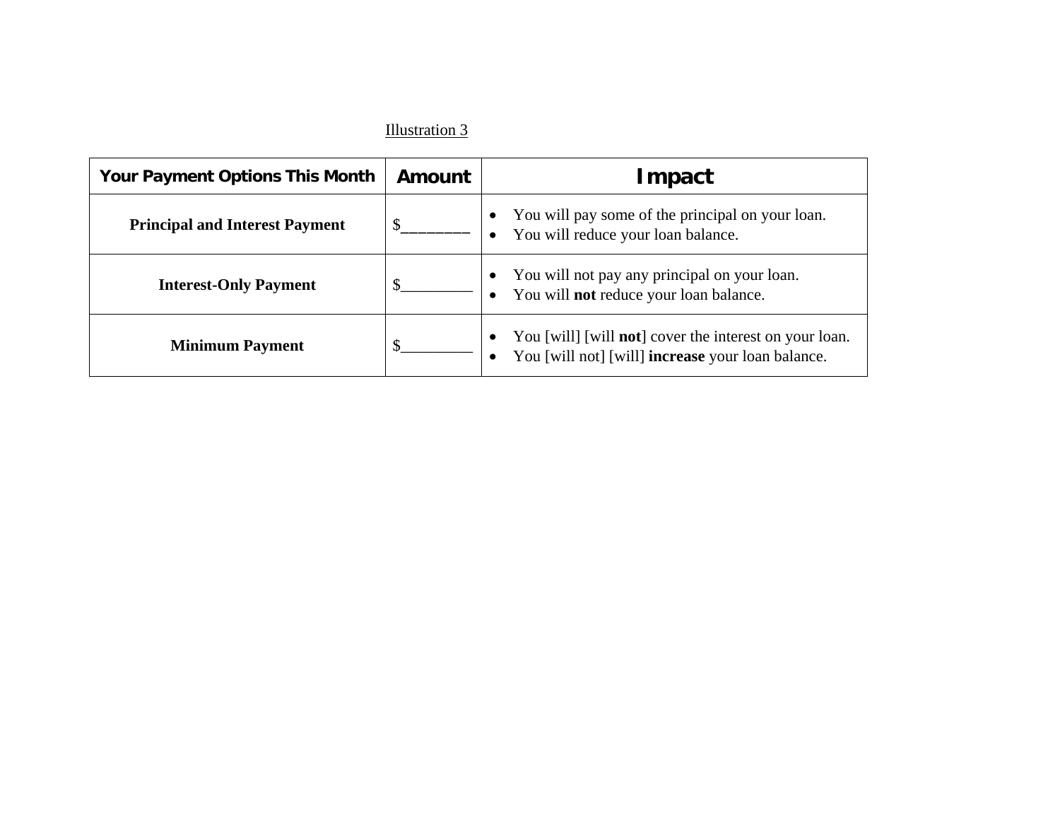Illustration 3

| Your Payment Options This Month | Amount | Impact |
|---|---|---|
| **Principal and Interest Payment** | $________ | • You will pay some of the principal on your loan.<br>• You will reduce your loan balance. |
| **Interest-Only Payment** | $_________ | • You will not pay any principal on your loan.<br>• You will **not** reduce your loan balance. |
| **Minimum Payment** | $_________ | • You [will] [will **not**] cover the interest on your loan.<br>• You [will not] [will] **increase** your loan balance. |